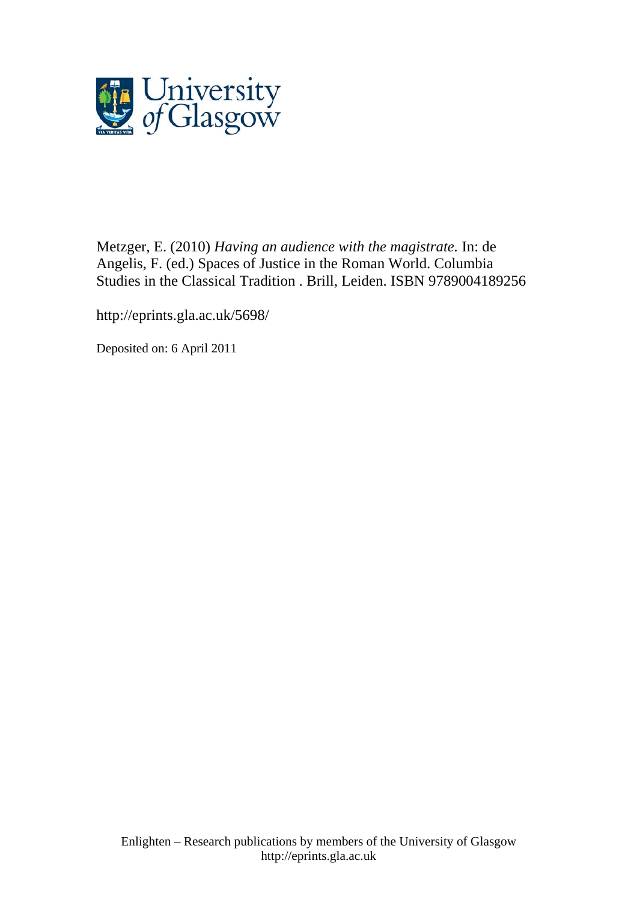University of Glasgow

Metzger, E. (2010) *Having an audience with the magistrate.* In: de Angelis, F. (ed.) Spaces of Justice in the Roman World. Columbia Studies in the Classical Tradition . Brill, Leiden. ISBN 9789004189256

http://eprints.gla.ac.uk/5698/

Deposited on: 6 April 2011

Enlighten – Research publications by members of the University of Glasgow
http://eprints.gla.ac.uk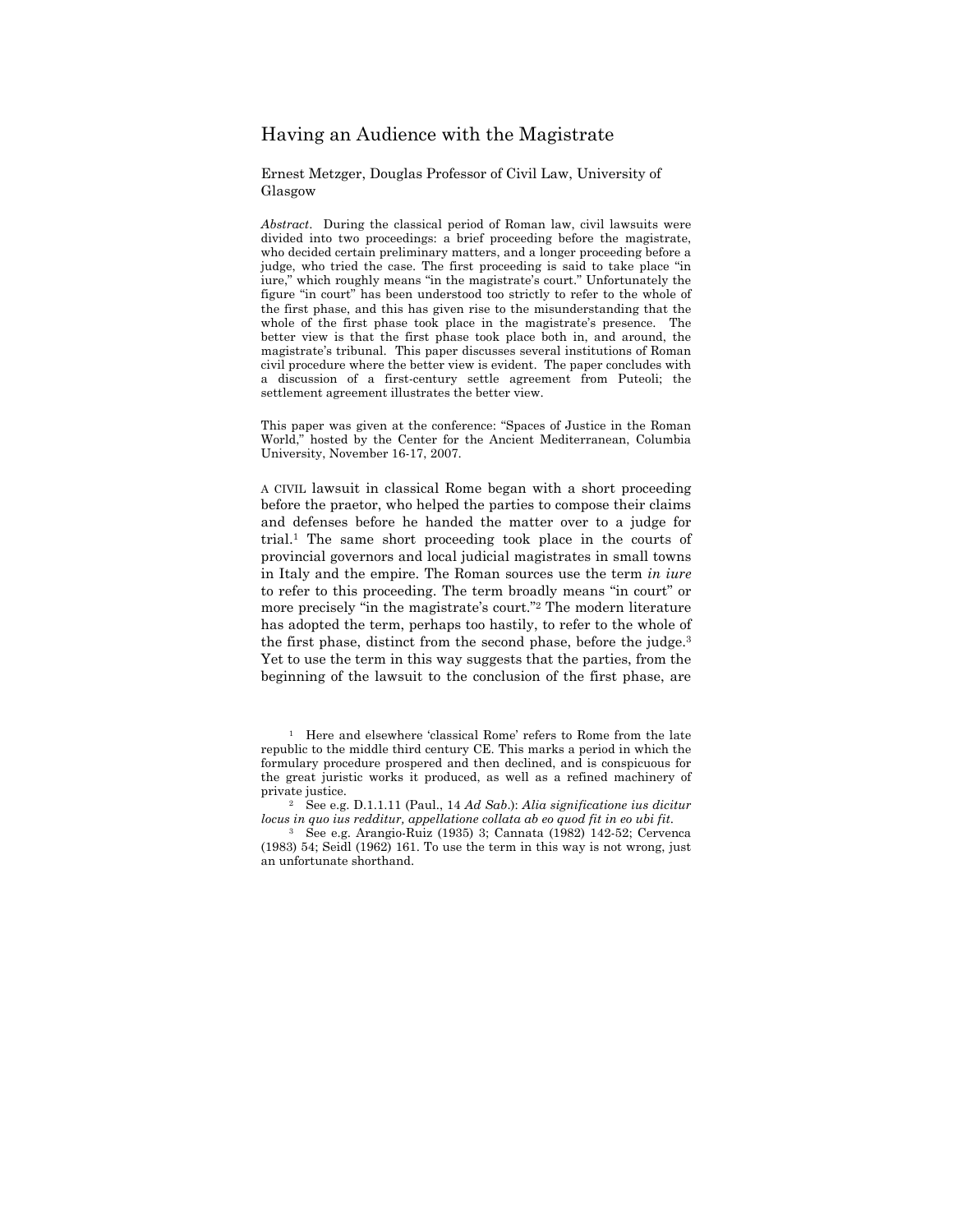# Having an Audience with the Magistrate

Ernest Metzger, Douglas Professor of Civil Law, University of Glasgow

*Abstract*. During the classical period of Roman law, civil lawsuits were divided into two proceedings: a brief proceeding before the magistrate, who decided certain preliminary matters, and a longer proceeding before a judge, who tried the case. The first proceeding is said to take place "in iure," which roughly means "in the magistrate's court." Unfortunately the figure "in court" has been understood too strictly to refer to the whole of the first phase, and this has given rise to the misunderstanding that the whole of the first phase took place in the magistrate's presence. The better view is that the first phase took place both in, and around, the magistrate's tribunal. This paper discusses several institutions of Roman civil procedure where the better view is evident. The paper concludes with a discussion of a first-century settle agreement from Puteoli; the settlement agreement illustrates the better view.

This paper was given at the conference: "Spaces of Justice in the Roman World," hosted by the Center for the Ancient Mediterranean, Columbia University, November 16-17, 2007.

A CIVIL lawsuit in classical Rome began with a short proceeding before the praetor, who helped the parties to compose their claims and defenses before he handed the matter over to a judge for trial.[1] The same short proceeding took place in the courts of provincial governors and local judicial magistrates in small towns in Italy and the empire. The Roman sources use the term *in iure* to refer to this proceeding. The term broadly means "in court" or more precisely "in the magistrate's court."[2] The modern literature has adopted the term, perhaps too hastily, to refer to the whole of the first phase, distinct from the second phase, before the judge.[3] Yet to use the term in this way suggests that the parties, from the beginning of the lawsuit to the conclusion of the first phase, are

[1] Here and elsewhere 'classical Rome' refers to Rome from the late republic to the middle third century CE. This marks a period in which the formulary procedure prospered and then declined, and is conspicuous for the great juristic works it produced, as well as a refined machinery of private justice.

[2] See e.g. D.1.1.11 (Paul., 14 *Ad Sab*.): *Alia significatione ius dicitur locus in quo ius redditur, appellatione collata ab eo quod fit in eo ubi fit.*

[3] See e.g. Arangio-Ruiz (1935) 3; Cannata (1982) 142-52; Cervenca (1983) 54; Seidl (1962) 161. To use the term in this way is not wrong, just an unfortunate shorthand.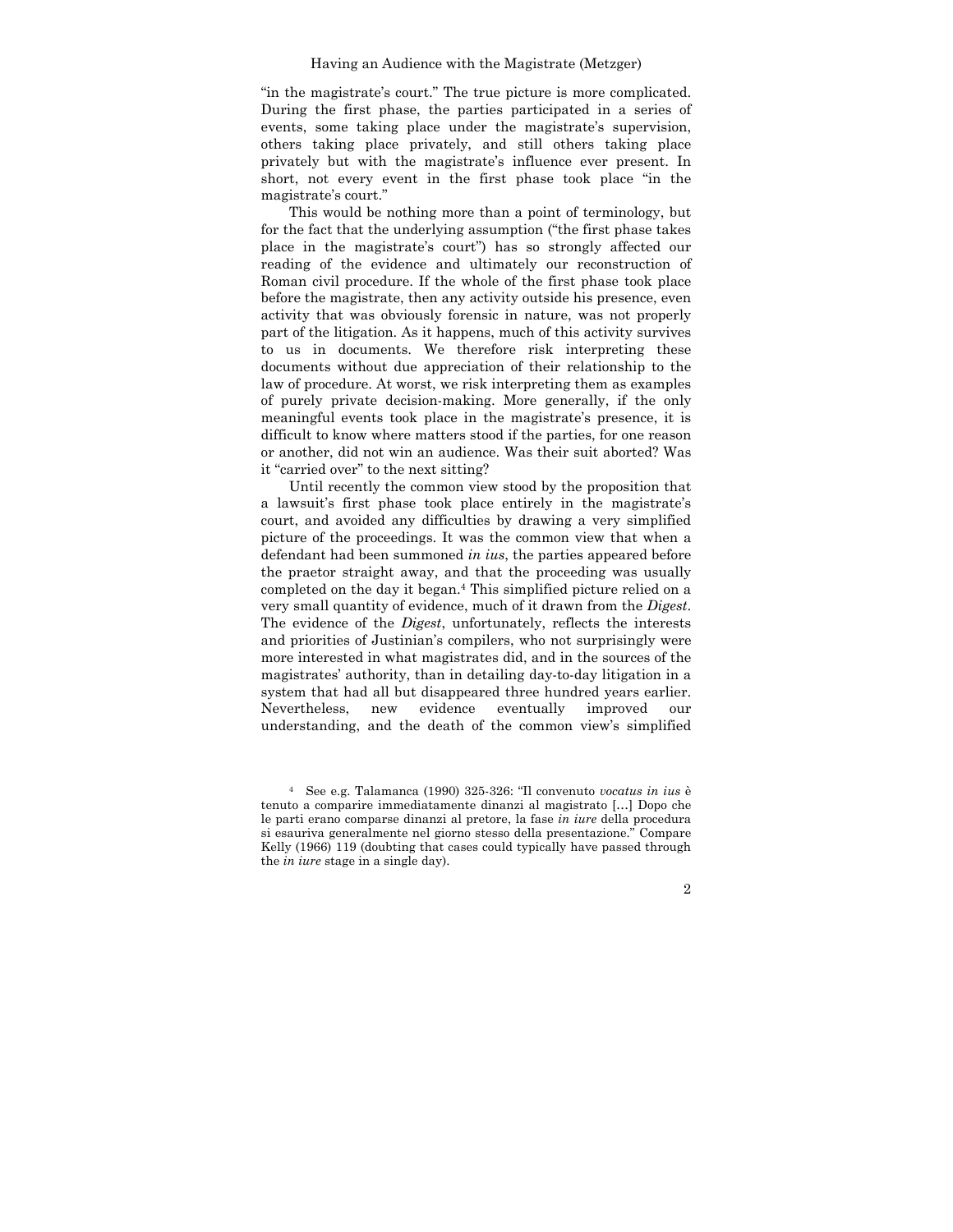"in the magistrate's court." The true picture is more complicated. During the first phase, the parties participated in a series of events, some taking place under the magistrate's supervision, others taking place privately, and still others taking place privately but with the magistrate's influence ever present. In short, not every event in the first phase took place "in the magistrate's court."

This would be nothing more than a point of terminology, but for the fact that the underlying assumption ("the first phase takes place in the magistrate's court") has so strongly affected our reading of the evidence and ultimately our reconstruction of Roman civil procedure. If the whole of the first phase took place before the magistrate, then any activity outside his presence, even activity that was obviously forensic in nature, was not properly part of the litigation. As it happens, much of this activity survives to us in documents. We therefore risk interpreting these documents without due appreciation of their relationship to the law of procedure. At worst, we risk interpreting them as examples of purely private decision-making. More generally, if the only meaningful events took place in the magistrate's presence, it is difficult to know where matters stood if the parties, for one reason or another, did not win an audience. Was their suit aborted? Was it "carried over" to the next sitting?

Until recently the common view stood by the proposition that a lawsuit's first phase took place entirely in the magistrate's court, and avoided any difficulties by drawing a very simplified picture of the proceedings. It was the common view that when a defendant had been summoned *in ius*, the parties appeared before the praetor straight away, and that the proceeding was usually completed on the day it began.[4] This simplified picture relied on a very small quantity of evidence, much of it drawn from the *Digest*. The evidence of the *Digest*, unfortunately, reflects the interests and priorities of Justinian's compilers, who not surprisingly were more interested in what magistrates did, and in the sources of the magistrates' authority, than in detailing day-to-day litigation in a system that had all but disappeared three hundred years earlier. Nevertheless, new evidence eventually improved our understanding, and the death of the common view's simplified

---

[4] See e.g. Talamanca (1990) 325-326: "Il convenuto *vocatus in ius* è tenuto a comparire immediatamente dinanzi al magistrato [...] Dopo che le parti erano comparse dinanzi al pretore, la fase *in iure* della procedura si esauriva generalmente nel giorno stesso della presentazione." Compare Kelly (1966) 119 (doubting that cases could typically have passed through the *in iure* stage in a single day).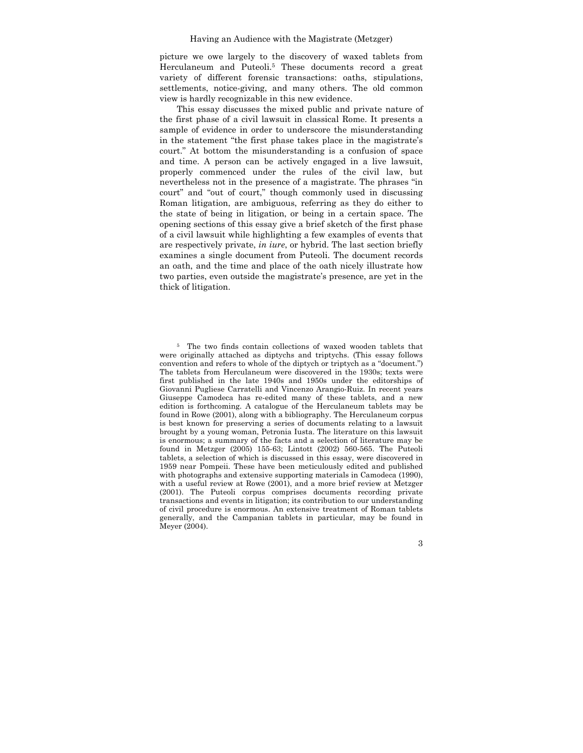picture we owe largely to the discovery of waxed tablets from Herculaneum and Puteoli.[5] These documents record a great variety of different forensic transactions: oaths, stipulations, settlements, notice-giving, and many others. The old common view is hardly recognizable in this new evidence.

This essay discusses the mixed public and private nature of the first phase of a civil lawsuit in classical Rome. It presents a sample of evidence in order to underscore the misunderstanding in the statement "the first phase takes place in the magistrate's court." At bottom the misunderstanding is a confusion of space and time. A person can be actively engaged in a live lawsuit, properly commenced under the rules of the civil law, but nevertheless not in the presence of a magistrate. The phrases "in court" and "out of court," though commonly used in discussing Roman litigation, are ambiguous, referring as they do either to the state of being in litigation, or being in a certain space. The opening sections of this essay give a brief sketch of the first phase of a civil lawsuit while highlighting a few examples of events that are respectively private, *in iure*, or hybrid. The last section briefly examines a single document from Puteoli. The document records an oath, and the time and place of the oath nicely illustrate how two parties, even outside the magistrate's presence, are yet in the thick of litigation.

[5] The two finds contain collections of waxed wooden tablets that were originally attached as diptychs and triptychs. (This essay follows convention and refers to whole of the diptych or triptych as a "document.") The tablets from Herculaneum were discovered in the 1930s; texts were first published in the late 1940s and 1950s under the editorships of Giovanni Pugliese Carratelli and Vincenzo Arangio-Ruiz. In recent years Giuseppe Camodeca has re-edited many of these tablets, and a new edition is forthcoming. A catalogue of the Herculaneum tablets may be found in Rowe (2001), along with a bibliography. The Herculaneum corpus is best known for preserving a series of documents relating to a lawsuit brought by a young woman, Petronia Iusta. The literature on this lawsuit is enormous; a summary of the facts and a selection of literature may be found in Metzger (2005) 155-63; Lintott (2002) 560-565. The Puteoli tablets, a selection of which is discussed in this essay, were discovered in 1959 near Pompeii. These have been meticulously edited and published with photographs and extensive supporting materials in Camodeca (1990), with a useful review at Rowe (2001), and a more brief review at Metzger (2001). The Puteoli corpus comprises documents recording private transactions and events in litigation; its contribution to our understanding of civil procedure is enormous. An extensive treatment of Roman tablets generally, and the Campanian tablets in particular, may be found in Meyer (2004).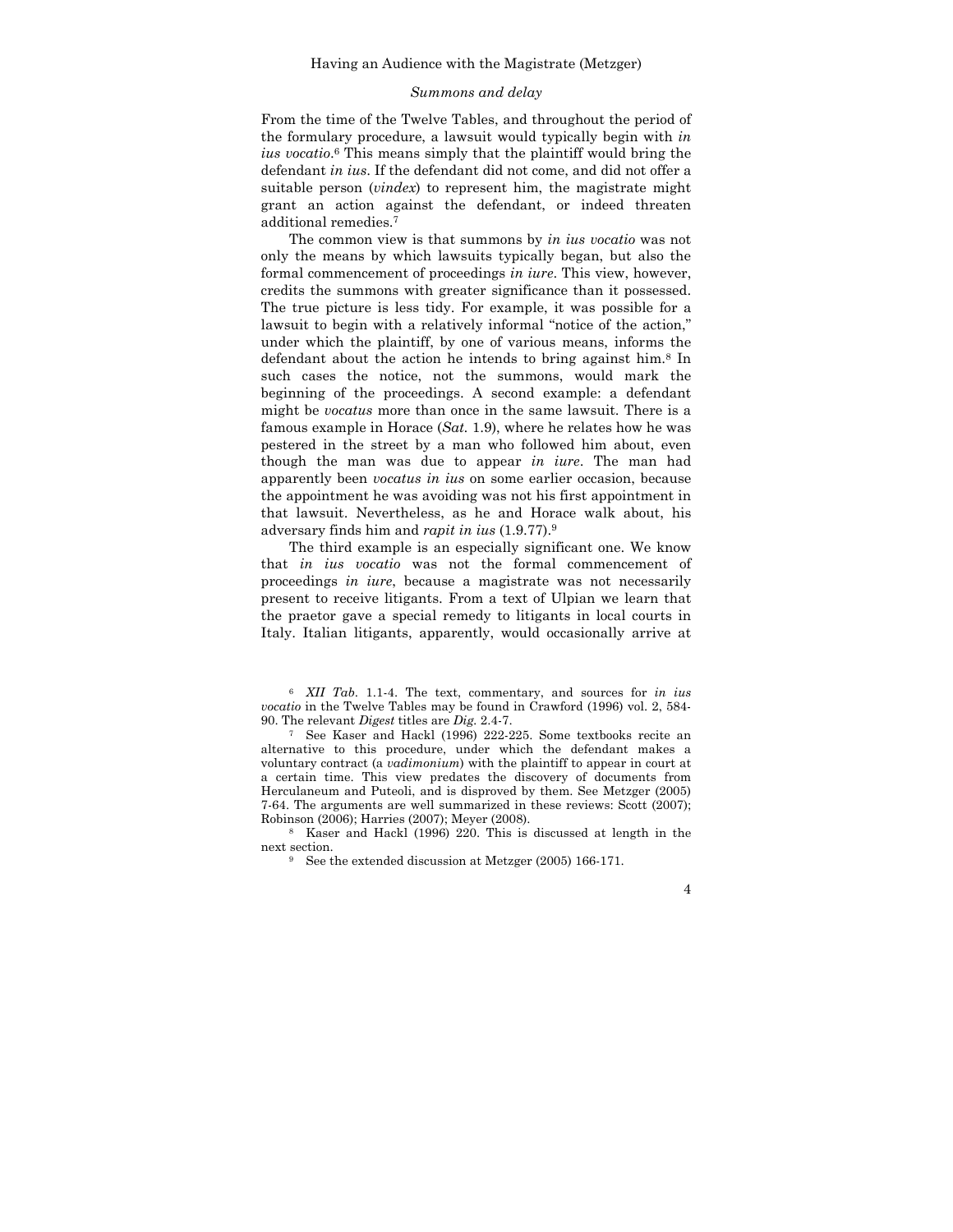### *Summons and delay*

From the time of the Twelve Tables, and throughout the period of the formulary procedure, a lawsuit would typically begin with *in ius vocatio*.[6] This means simply that the plaintiff would bring the defendant *in ius*. If the defendant did not come, and did not offer a suitable person (*vindex*) to represent him, the magistrate might grant an action against the defendant, or indeed threaten additional remedies.[7]

The common view is that summons by *in ius vocatio* was not only the means by which lawsuits typically began, but also the formal commencement of proceedings *in iure*. This view, however, credits the summons with greater significance than it possessed. The true picture is less tidy. For example, it was possible for a lawsuit to begin with a relatively informal "notice of the action," under which the plaintiff, by one of various means, informs the defendant about the action he intends to bring against him.[8] In such cases the notice, not the summons, would mark the beginning of the proceedings. A second example: a defendant might be *vocatus* more than once in the same lawsuit. There is a famous example in Horace (*Sat.* 1.9), where he relates how he was pestered in the street by a man who followed him about, even though the man was due to appear *in iure*. The man had apparently been *vocatus in ius* on some earlier occasion, because the appointment he was avoiding was not his first appointment in that lawsuit. Nevertheless, as he and Horace walk about, his adversary finds him and *rapit in ius* (1.9.77).[9]

The third example is an especially significant one. We know that *in ius vocatio* was not the formal commencement of proceedings *in iure*, because a magistrate was not necessarily present to receive litigants. From a text of Ulpian we learn that the praetor gave a special remedy to litigants in local courts in Italy. Italian litigants, apparently, would occasionally arrive at

---

[6] *XII Tab.* 1.1-4. The text, commentary, and sources for *in ius vocatio* in the Twelve Tables may be found in Crawford (1996) vol. 2, 584-90. The relevant *Digest* titles are *Dig.* 2.4-7.

[7] See Kaser and Hackl (1996) 222-225. Some textbooks recite an alternative to this procedure, under which the defendant makes a voluntary contract (a *vadimonium*) with the plaintiff to appear in court at a certain time. This view predates the discovery of documents from Herculaneum and Puteoli, and is disproved by them. See Metzger (2005) 7-64. The arguments are well summarized in these reviews: Scott (2007); Robinson (2006); Harries (2007); Meyer (2008).

[8] Kaser and Hackl (1996) 220. This is discussed at length in the next section.

[9] See the extended discussion at Metzger (2005) 166-171.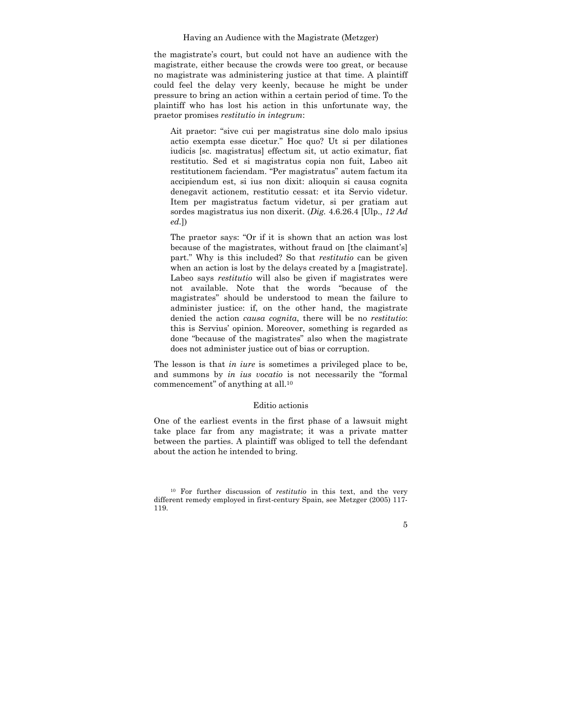the magistrate's court, but could not have an audience with the magistrate, either because the crowds were too great, or because no magistrate was administering justice at that time. A plaintiff could feel the delay very keenly, because he might be under pressure to bring an action within a certain period of time. To the plaintiff who has lost his action in this unfortunate way, the praetor promises *restitutio in integrum*:

> Ait praetor: "sive cui per magistratus sine dolo malo ipsius actio exempta esse dicetur." Hoc quo? Ut si per dilationes iudicis [sc. magistratus] effectum sit, ut actio eximatur, fiat restitutio. Sed et si magistratus copia non fuit, Labeo ait restitutionem faciendam. "Per magistratus" autem factum ita accipiendum est, si ius non dixit: alioquin si causa cognita denegavit actionem, restitutio cessat: et ita Servio videtur. Item per magistratus factum videtur, si per gratiam aut sordes magistratus ius non dixerit. (*Dig.* 4.6.26.4 [Ulp., *12 Ad ed.*])

> The praetor says: "Or if it is shown that an action was lost because of the magistrates, without fraud on [the claimant's] part." Why is this included? So that *restitutio* can be given when an action is lost by the delays created by a [magistrate]. Labeo says *restitutio* will also be given if magistrates were not available. Note that the words "because of the magistrates" should be understood to mean the failure to administer justice: if, on the other hand, the magistrate denied the action *causa cognita*, there will be no *restitutio*: this is Servius' opinion. Moreover, something is regarded as done "because of the magistrates" also when the magistrate does not administer justice out of bias or corruption.

The lesson is that *in iure* is sometimes a privileged place to be, and summons by *in ius vocatio* is not necessarily the "formal commencement" of anything at all.[10]

## Editio actionis

One of the earliest events in the first phase of a lawsuit might take place far from any magistrate; it was a private matter between the parties. A plaintiff was obliged to tell the defendant about the action he intended to bring.

---

[10] For further discussion of *restitutio* in this text, and the very different remedy employed in first-century Spain, see Metzger (2005) 117-119.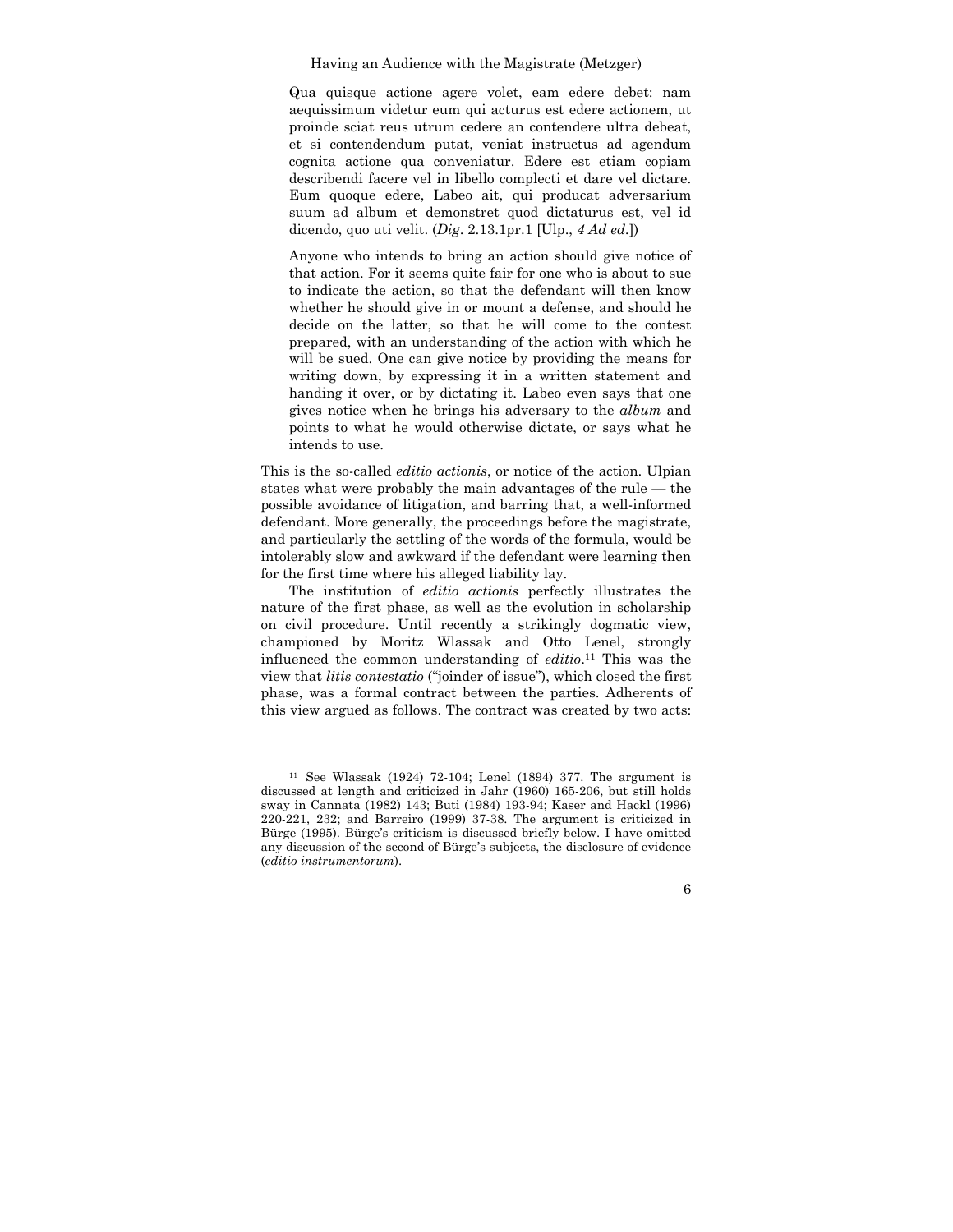> Qua quisque actione agere volet, eam edere debet: nam aequissimum videtur eum qui acturus est edere actionem, ut proinde sciat reus utrum cedere an contendere ultra debeat, et si contendendum putat, veniat instructus ad agendum cognita actione qua conveniatur. Edere est etiam copiam describendi facere vel in libello complecti et dare vel dictare. Eum quoque edere, Labeo ait, qui producat adversarium suum ad album et demonstret quod dictaturus est, vel id dicendo, quo uti velit. (*Dig*. 2.13.1pr.1 [Ulp., *4 Ad ed.*])

> Anyone who intends to bring an action should give notice of that action. For it seems quite fair for one who is about to sue to indicate the action, so that the defendant will then know whether he should give in or mount a defense, and should he decide on the latter, so that he will come to the contest prepared, with an understanding of the action with which he will be sued. One can give notice by providing the means for writing down, by expressing it in a written statement and handing it over, or by dictating it. Labeo even says that one gives notice when he brings his adversary to the *album* and points to what he would otherwise dictate, or says what he intends to use.

This is the so-called *editio actionis*, or notice of the action. Ulpian states what were probably the main advantages of the rule — the possible avoidance of litigation, and barring that, a well-informed defendant. More generally, the proceedings before the magistrate, and particularly the settling of the words of the formula, would be intolerably slow and awkward if the defendant were learning then for the first time where his alleged liability lay.

The institution of *editio actionis* perfectly illustrates the nature of the first phase, as well as the evolution in scholarship on civil procedure. Until recently a strikingly dogmatic view, championed by Moritz Wlassak and Otto Lenel, strongly influenced the common understanding of *editio*.[11] This was the view that *litis contestatio* ("joinder of issue"), which closed the first phase, was a formal contract between the parties. Adherents of this view argued as follows. The contract was created by two acts:

[11] See Wlassak (1924) 72-104; Lenel (1894) 377. The argument is discussed at length and criticized in Jahr (1960) 165-206, but still holds sway in Cannata (1982) 143; Buti (1984) 193-94; Kaser and Hackl (1996) 220-221, 232; and Barreiro (1999) 37-38. The argument is criticized in Bürge (1995). Bürge's criticism is discussed briefly below. I have omitted any discussion of the second of Bürge's subjects, the disclosure of evidence (*editio instrumentorum*).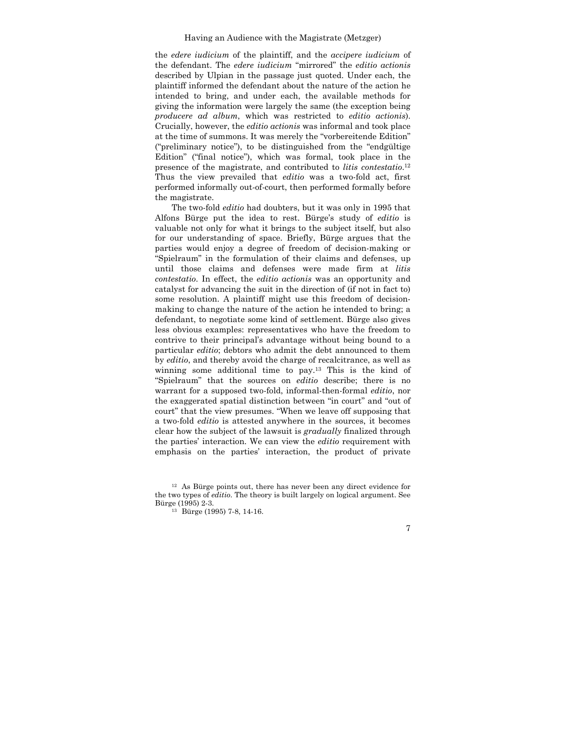the *edere iudicium* of the plaintiff, and the *accipere iudicium* of the defendant. The *edere iudicium* "mirrored" the *editio actionis* described by Ulpian in the passage just quoted. Under each, the plaintiff informed the defendant about the nature of the action he intended to bring, and under each, the available methods for giving the information were largely the same (the exception being *producere ad album*, which was restricted to *editio actionis*). Crucially, however, the *editio actionis* was informal and took place at the time of summons. It was merely the "vorbereitende Edition" ("preliminary notice"), to be distinguished from the "endgültige Edition" ("final notice"), which was formal, took place in the presence of the magistrate, and contributed to *litis contestatio*.[12] Thus the view prevailed that *editio* was a two-fold act, first performed informally out-of-court, then performed formally before the magistrate.

The two-fold *editio* had doubters, but it was only in 1995 that Alfons Bürge put the idea to rest. Bürge's study of *editio* is valuable not only for what it brings to the subject itself, but also for our understanding of space. Briefly, Bürge argues that the parties would enjoy a degree of freedom of decision-making or "Spielraum" in the formulation of their claims and defenses, up until those claims and defenses were made firm at *litis contestatio*. In effect, the *editio actionis* was an opportunity and catalyst for advancing the suit in the direction of (if not in fact to) some resolution. A plaintiff might use this freedom of decision-making to change the nature of the action he intended to bring; a defendant, to negotiate some kind of settlement. Bürge also gives less obvious examples: representatives who have the freedom to contrive to their principal's advantage without being bound to a particular *editio*; debtors who admit the debt announced to them by *editio*, and thereby avoid the charge of recalcitrance, as well as winning some additional time to pay.[13] This is the kind of "Spielraum" that the sources on *editio* describe; there is no warrant for a supposed two-fold, informal-then-formal *editio*, nor the exaggerated spatial distinction between "in court" and "out of court" that the view presumes. "When we leave off supposing that a two-fold *editio* is attested anywhere in the sources, it becomes clear how the subject of the lawsuit is *gradually* finalized through the parties' interaction. We can view the *editio* requirement with emphasis on the parties' interaction, the product of private

[12] As Bürge points out, there has never been any direct evidence for the two types of *editio*. The theory is built largely on logical argument. See Bürge (1995) 2-3.

[13] Bürge (1995) 7-8, 14-16.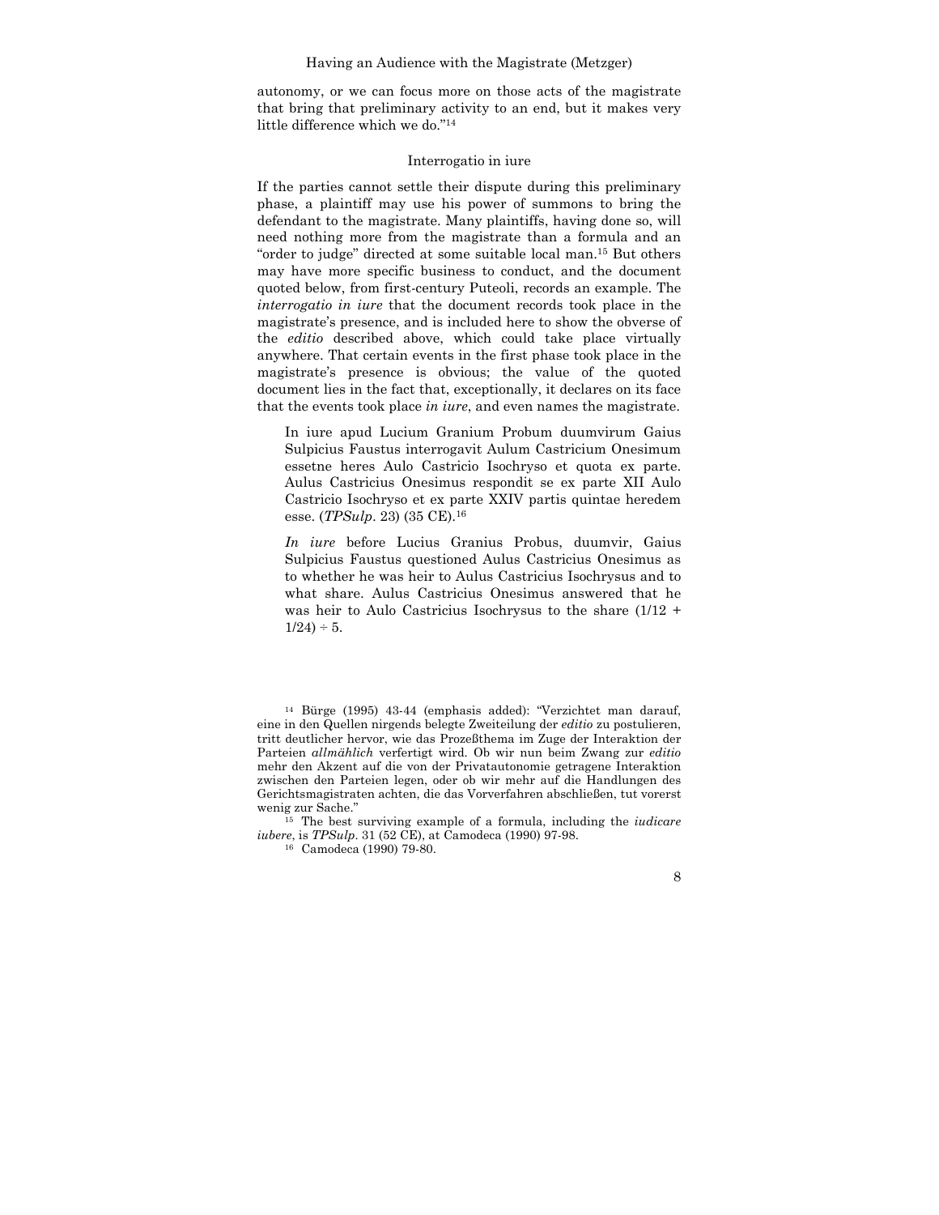autonomy, or we can focus more on those acts of the magistrate that bring that preliminary activity to an end, but it makes very little difference which we do."[14]

## Interrogatio in iure

If the parties cannot settle their dispute during this preliminary phase, a plaintiff may use his power of summons to bring the defendant to the magistrate. Many plaintiffs, having done so, will need nothing more from the magistrate than a formula and an "order to judge" directed at some suitable local man.[15] But others may have more specific business to conduct, and the document quoted below, from first-century Puteoli, records an example. The *interrogatio in iure* that the document records took place in the magistrate's presence, and is included here to show the obverse of the *editio* described above, which could take place virtually anywhere. That certain events in the first phase took place in the magistrate's presence is obvious; the value of the quoted document lies in the fact that, exceptionally, it declares on its face that the events took place *in iure*, and even names the magistrate.

> In iure apud Lucium Granium Probum duumvirum Gaius Sulpicius Faustus interrogavit Aulum Castricium Onesimum essetne heres Aulo Castricio Isochryso et quota ex parte. Aulus Castricius Onesimus respondit se ex parte XII Aulo Castricio Isochryso et ex parte XXIV partis quintae heredem esse. (*TPSulp*. 23) (35 CE).[16]

> *In iure* before Lucius Granius Probus, duumvir, Gaius Sulpicius Faustus questioned Aulus Castricius Onesimus as to whether he was heir to Aulus Castricius Isochrysus and to what share. Aulus Castricius Onesimus answered that he was heir to Aulo Castricius Isochrysus to the share $(1/12 + 1/24) \div 5$.

---

[14] Bürge (1995) 43-44 (emphasis added): "Verzichtet man darauf, eine in den Quellen nirgends belegte Zweiteilung der *editio* zu postulieren, tritt deutlicher hervor, wie das Prozeßthema im Zuge der Interaktion der Parteien *allmählich* verfertigt wird. Ob wir nun beim Zwang zur *editio* mehr den Akzent auf die von der Privatautonomie getragene Interaktion zwischen den Parteien legen, oder ob wir mehr auf die Handlungen des Gerichtsmagistraten achten, die das Vorverfahren abschließen, tut vorerst wenig zur Sache."

[15] The best surviving example of a formula, including the *iudicare iubere*, is *TPSulp*. 31 (52 CE), at Camodeca (1990) 97-98.

[16] Camodeca (1990) 79-80.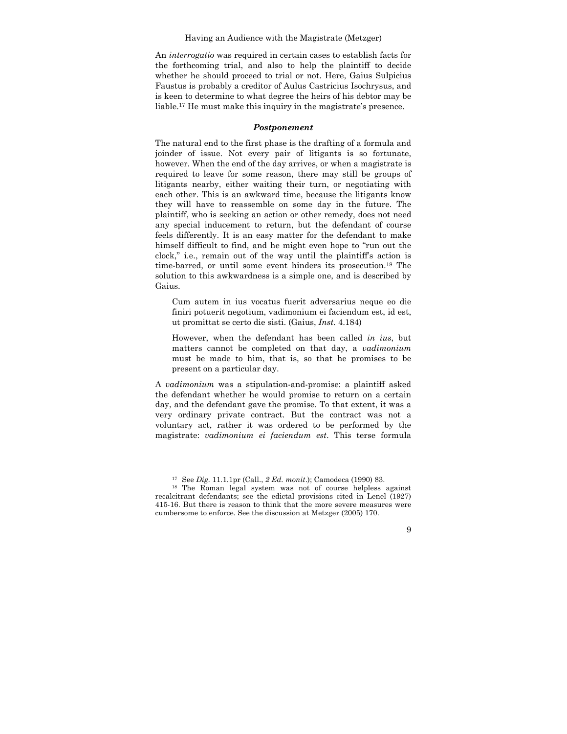An *interrogatio* was required in certain cases to establish facts for the forthcoming trial, and also to help the plaintiff to decide whether he should proceed to trial or not. Here, Gaius Sulpicius Faustus is probably a creditor of Aulus Castricius Isochrysus, and is keen to determine to what degree the heirs of his debtor may be liable.[17] He must make this inquiry in the magistrate's presence.

### *Postponement*

The natural end to the first phase is the drafting of a formula and joinder of issue. Not every pair of litigants is so fortunate, however. When the end of the day arrives, or when a magistrate is required to leave for some reason, there may still be groups of litigants nearby, either waiting their turn, or negotiating with each other. This is an awkward time, because the litigants know they will have to reassemble on some day in the future. The plaintiff, who is seeking an action or other remedy, does not need any special inducement to return, but the defendant of course feels differently. It is an easy matter for the defendant to make himself difficult to find, and he might even hope to "run out the clock," i.e., remain out of the way until the plaintiff's action is time-barred, or until some event hinders its prosecution.[18] The solution to this awkwardness is a simple one, and is described by Gaius.

> Cum autem in ius vocatus fuerit adversarius neque eo die finiri potuerit negotium, vadimonium ei faciendum est, id est, ut promittat se certo die sisti. (Gaius, *Inst.* 4.184)
>
> However, when the defendant has been called *in ius*, but matters cannot be completed on that day, a *vadimonium* must be made to him, that is, so that he promises to be present on a particular day.

A *vadimonium* was a stipulation-and-promise: a plaintiff asked the defendant whether he would promise to return on a certain day, and the defendant gave the promise. To that extent, it was a very ordinary private contract. But the contract was not a voluntary act, rather it was ordered to be performed by the magistrate: *vadimonium ei faciendum est*. This terse formula

---

[17] See *Dig.* 11.1.1pr (Call., *2 Ed. monit.*); Camodeca (1990) 83.

[18] The Roman legal system was not of course helpless against recalcitrant defendants; see the edictal provisions cited in Lenel (1927) 415-16. But there is reason to think that the more severe measures were cumbersome to enforce. See the discussion at Metzger (2005) 170.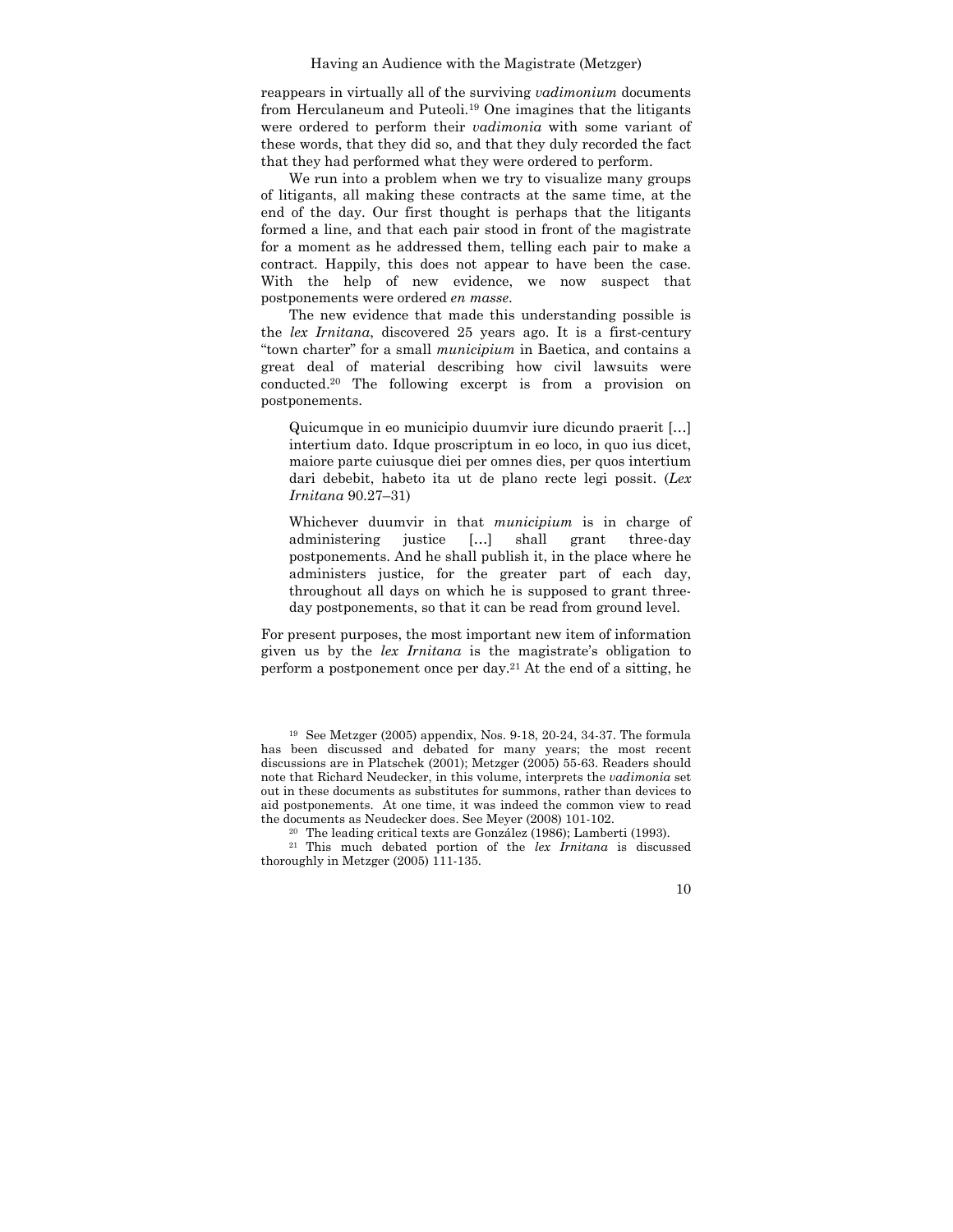reappears in virtually all of the surviving *vadimonium* documents from Herculaneum and Puteoli.[19] One imagines that the litigants were ordered to perform their *vadimonia* with some variant of these words, that they did so, and that they duly recorded the fact that they had performed what they were ordered to perform.

We run into a problem when we try to visualize many groups of litigants, all making these contracts at the same time, at the end of the day. Our first thought is perhaps that the litigants formed a line, and that each pair stood in front of the magistrate for a moment as he addressed them, telling each pair to make a contract. Happily, this does not appear to have been the case. With the help of new evidence, we now suspect that postponements were ordered *en masse*.

The new evidence that made this understanding possible is the *lex Irnitana*, discovered 25 years ago. It is a first-century "town charter" for a small *municipium* in Baetica, and contains a great deal of material describing how civil lawsuits were conducted.[20] The following excerpt is from a provision on postponements.

> Quicumque in eo municipio duumvir iure dicundo praerit […] intertium dato. Idque proscriptum in eo loco, in quo ius dicet, maiore parte cuiusque diei per omnes dies, per quos intertium dari debebit, habeto ita ut de plano recte legi possit. (*Lex Irnitana* 90.27–31)

> Whichever duumvir in that *municipium* is in charge of administering justice […] shall grant three-day postponements. And he shall publish it, in the place where he administers justice, for the greater part of each day, throughout all days on which he is supposed to grant three-day postponements, so that it can be read from ground level.

For present purposes, the most important new item of information given us by the *lex Irnitana* is the magistrate's obligation to perform a postponement once per day.[21] At the end of a sitting, he

---

[19] See Metzger (2005) appendix, Nos. 9-18, 20-24, 34-37. The formula has been discussed and debated for many years; the most recent discussions are in Platschek (2001); Metzger (2005) 55-63. Readers should note that Richard Neudecker, in this volume, interprets the *vadimonia* set out in these documents as substitutes for summons, rather than devices to aid postponements. At one time, it was indeed the common view to read the documents as Neudecker does. See Meyer (2008) 101-102.

[20] The leading critical texts are González (1986); Lamberti (1993).

[21] This much debated portion of the *lex Irnitana* is discussed thoroughly in Metzger (2005) 111-135.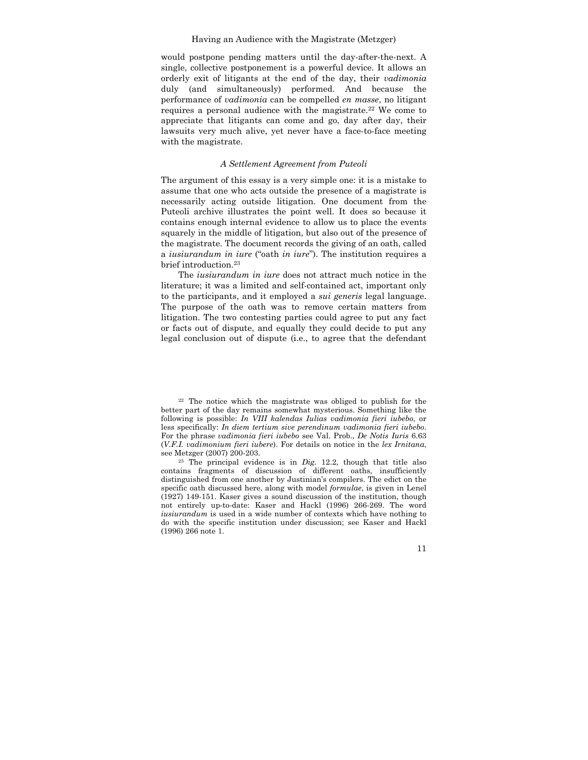would postpone pending matters until the day-after-the-next. A single, collective postponement is a powerful device. It allows an orderly exit of litigants at the end of the day, their *vadimonia* duly (and simultaneously) performed. And because the performance of *vadimonia* can be compelled *en masse*, no litigant requires a personal audience with the magistrate.[22] We come to appreciate that litigants can come and go, day after day, their lawsuits very much alive, yet never have a face-to-face meeting with the magistrate.

### *A Settlement Agreement from Puteoli*

The argument of this essay is a very simple one: it is a mistake to assume that one who acts outside the presence of a magistrate is necessarily acting outside litigation. One document from the Puteoli archive illustrates the point well. It does so because it contains enough internal evidence to allow us to place the events squarely in the middle of litigation, but also out of the presence of the magistrate. The document records the giving of an oath, called a *iusiurandum in iure* ("oath *in iure*"). The institution requires a brief introduction.[23]

The *iusiurandum in iure* does not attract much notice in the literature; it was a limited and self-contained act, important only to the participants, and it employed a *sui generis* legal language. The purpose of the oath was to remove certain matters from litigation. The two contesting parties could agree to put any fact or facts out of dispute, and equally they could decide to put any legal conclusion out of dispute (i.e., to agree that the defendant

---

[22] The notice which the magistrate was obliged to publish for the better part of the day remains somewhat mysterious. Something like the following is possible: *In VIII kalendas Iulias vadimonia fieri iubebo*, or less specifically: *In diem tertium sive perendinum vadimonia fieri iubebo*. For the phrase *vadimonia fieri iubebo* see Val. Prob., *De Notis Iuris* 6.63 (*V.F.I. vadimonium fieri iubere*). For details on notice in the *lex Irnitana*, see Metzger (2007) 200-203.

[23] The principal evidence is in *Dig.* 12.2, though that title also contains fragments of discussion of different oaths, insufficiently distinguished from one another by Justinian's compilers. The edict on the specific oath discussed here, along with model *formulae*, is given in Lenel (1927) 149-151. Kaser gives a sound discussion of the institution, though not entirely up-to-date: Kaser and Hackl (1996) 266-269. The word *iusiurandum* is used in a wide number of contexts which have nothing to do with the specific institution under discussion; see Kaser and Hackl (1996) 266 note 1.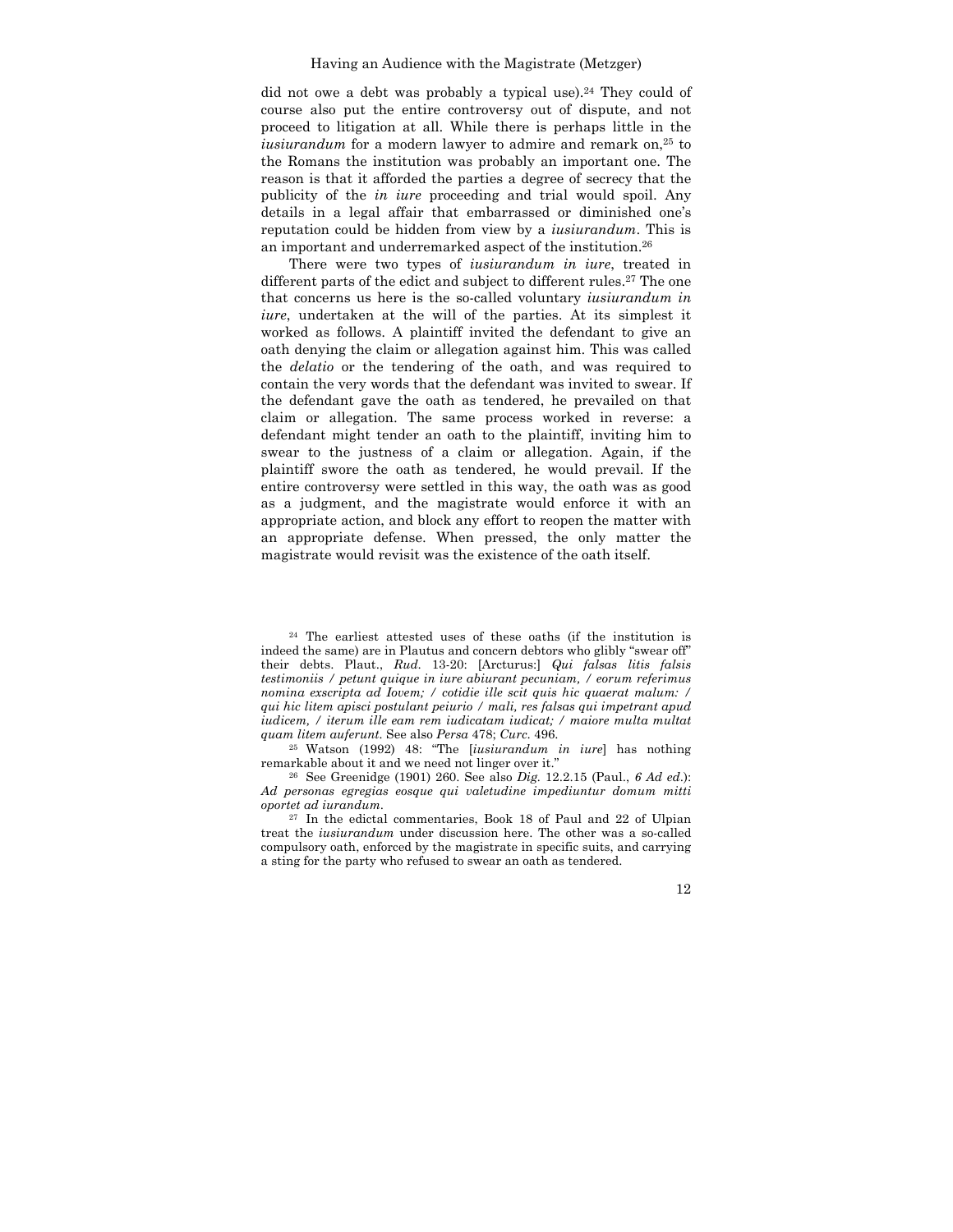did not owe a debt was probably a typical use).[24] They could of course also put the entire controversy out of dispute, and not proceed to litigation at all. While there is perhaps little in the *iusiurandum* for a modern lawyer to admire and remark on,[25] to the Romans the institution was probably an important one. The reason is that it afforded the parties a degree of secrecy that the publicity of the *in iure* proceeding and trial would spoil. Any details in a legal affair that embarrassed or diminished one's reputation could be hidden from view by a *iusiurandum*. This is an important and underremarked aspect of the institution.[26]

There were two types of *iusiurandum in iure*, treated in different parts of the edict and subject to different rules.[27] The one that concerns us here is the so-called voluntary *iusiurandum in iure*, undertaken at the will of the parties. At its simplest it worked as follows. A plaintiff invited the defendant to give an oath denying the claim or allegation against him. This was called the *delatio* or the tendering of the oath, and was required to contain the very words that the defendant was invited to swear. If the defendant gave the oath as tendered, he prevailed on that claim or allegation. The same process worked in reverse: a defendant might tender an oath to the plaintiff, inviting him to swear to the justness of a claim or allegation. Again, if the plaintiff swore the oath as tendered, he would prevail. If the entire controversy were settled in this way, the oath was as good as a judgment, and the magistrate would enforce it with an appropriate action, and block any effort to reopen the matter with an appropriate defense. When pressed, the only matter the magistrate would revisit was the existence of the oath itself.

---

[24] The earliest attested uses of these oaths (if the institution is indeed the same) are in Plautus and concern debtors who glibly "swear off" their debts. Plaut., *Rud.* 13-20: [Arcturus:] *Qui falsas litis falsis testimoniis / petunt quique in iure abiurant pecuniam, / eorum referimus nomina exscripta ad Iovem; / cotidie ille scit quis hic quaerat malum: / qui hic litem apisci postulant peiurio / mali, res falsas qui impetrant apud iudicem, / iterum ille eam rem iudicatam iudicat; / maiore multa multat quam litem auferunt.* See also *Persa* 478; *Curc.* 496.

[25] Watson (1992) 48: "The [*iusiurandum in iure*] has nothing remarkable about it and we need not linger over it."

[26] See Greenidge (1901) 260. See also *Dig.* 12.2.15 (Paul., *6 Ad ed.*): *Ad personas egregias eosque qui valetudine impediuntur domum mitti oportet ad iurandum.*

[27] In the edictal commentaries, Book 18 of Paul and 22 of Ulpian treat the *iusiurandum* under discussion here. The other was a so-called compulsory oath, enforced by the magistrate in specific suits, and carrying a sting for the party who refused to swear an oath as tendered.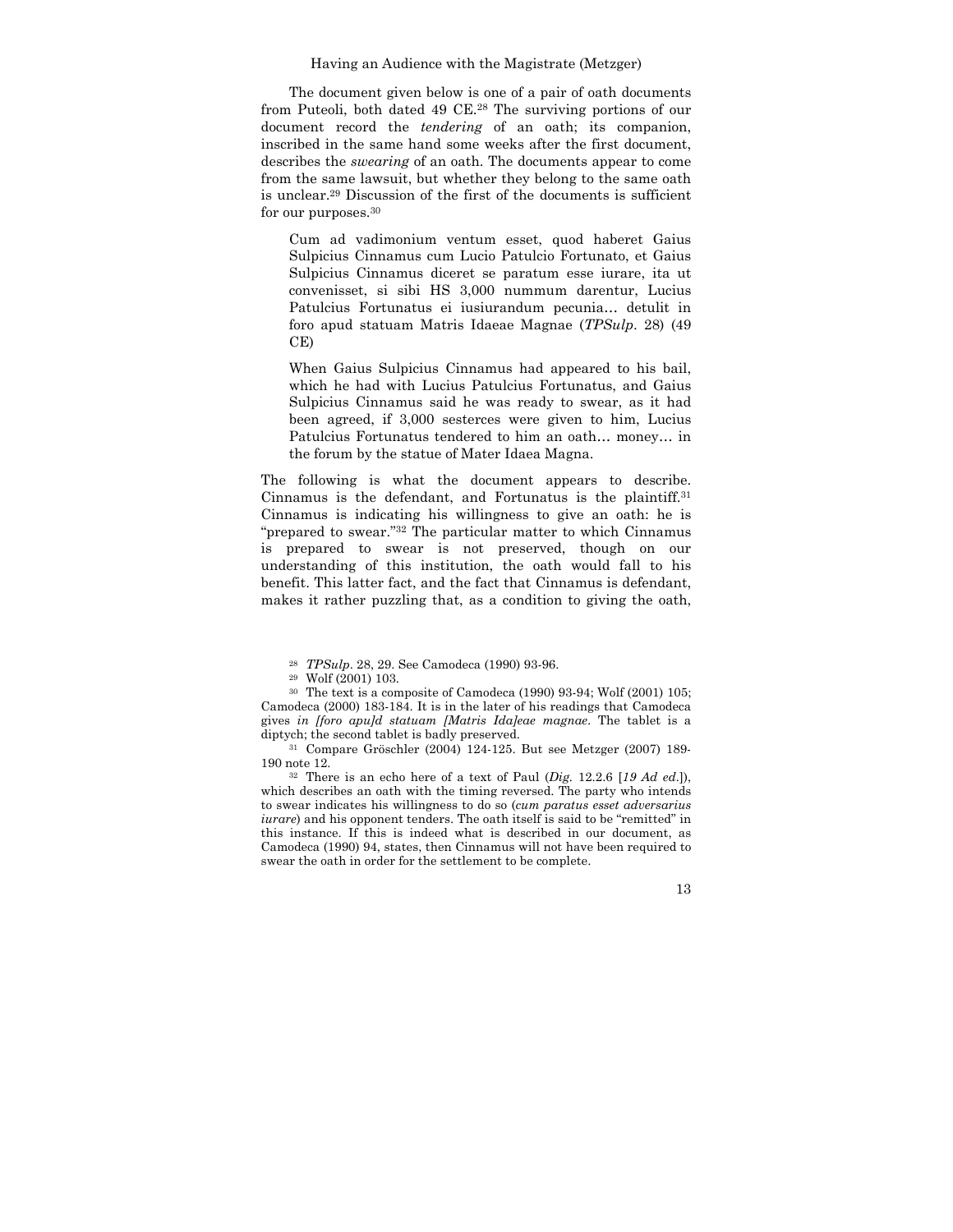The document given below is one of a pair of oath documents from Puteoli, both dated 49 CE.[28] The surviving portions of our document record the *tendering* of an oath; its companion, inscribed in the same hand some weeks after the first document, describes the *swearing* of an oath. The documents appear to come from the same lawsuit, but whether they belong to the same oath is unclear.[29] Discussion of the first of the documents is sufficient for our purposes.[30]

> Cum ad vadimonium ventum esset, quod haberet Gaius Sulpicius Cinnamus cum Lucio Patulcio Fortunato, et Gaius Sulpicius Cinnamus diceret se paratum esse iurare, ita ut convenisset, si sibi HS 3,000 nummum darentur, Lucius Patulcius Fortunatus ei iusiurandum pecunia… detulit in foro apud statuam Matris Idaeae Magnae (*TPSulp*. 28) (49 CE)
>
> When Gaius Sulpicius Cinnamus had appeared to his bail, which he had with Lucius Patulcius Fortunatus, and Gaius Sulpicius Cinnamus said he was ready to swear, as it had been agreed, if 3,000 sesterces were given to him, Lucius Patulcius Fortunatus tendered to him an oath… money… in the forum by the statue of Mater Idaea Magna.

The following is what the document appears to describe. Cinnamus is the defendant, and Fortunatus is the plaintiff.[31] Cinnamus is indicating his willingness to give an oath: he is "prepared to swear."[32] The particular matter to which Cinnamus is prepared to swear is not preserved, though on our understanding of this institution, the oath would fall to his benefit. This latter fact, and the fact that Cinnamus is defendant, makes it rather puzzling that, as a condition to giving the oath,

---

[28] *TPSulp*. 28, 29. See Camodeca (1990) 93-96.

[29] Wolf (2001) 103.

[30] The text is a composite of Camodeca (1990) 93-94; Wolf (2001) 105; Camodeca (2000) 183-184. It is in the later of his readings that Camodeca gives *in [foro apu]d statuam [Matris Ida]eae magnae*. The tablet is a diptych; the second tablet is badly preserved.

[31] Compare Gröschler (2004) 124-125. But see Metzger (2007) 189-190 note 12.

[32] There is an echo here of a text of Paul (*Dig.* 12.2.6 [*19 Ad ed.*]), which describes an oath with the timing reversed. The party who intends to swear indicates his willingness to do so (*cum paratus esset adversarius iurare*) and his opponent tenders. The oath itself is said to be "remitted" in this instance. If this is indeed what is described in our document, as Camodeca (1990) 94, states, then Cinnamus will not have been required to swear the oath in order for the settlement to be complete.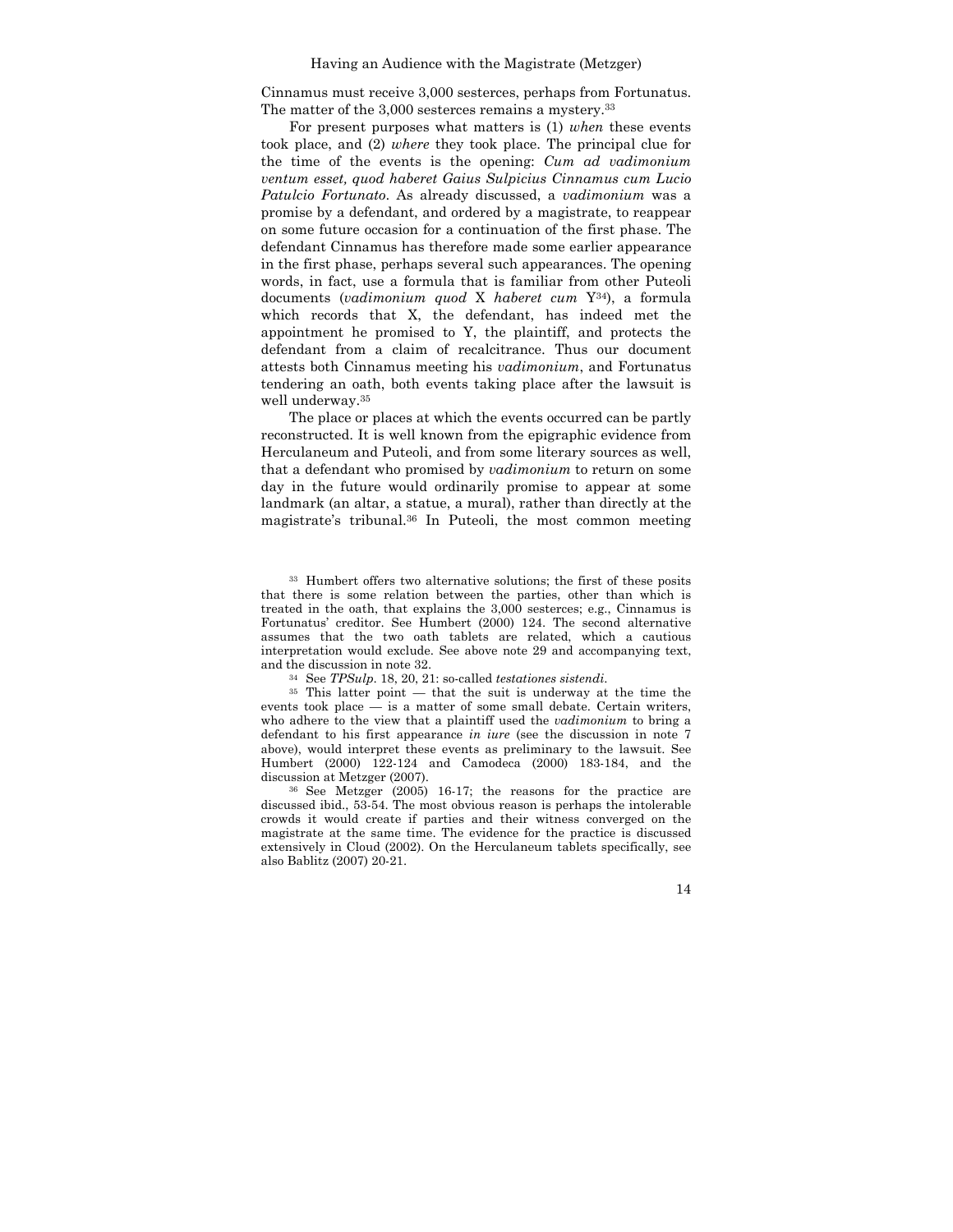Cinnamus must receive 3,000 sesterces, perhaps from Fortunatus. The matter of the 3,000 sesterces remains a mystery.[33]

For present purposes what matters is (1) *when* these events took place, and (2) *where* they took place. The principal clue for the time of the events is the opening: *Cum ad vadimonium ventum esset, quod haberet Gaius Sulpicius Cinnamus cum Lucio Patulcio Fortunato*. As already discussed, a *vadimonium* was a promise by a defendant, and ordered by a magistrate, to reappear on some future occasion for a continuation of the first phase. The defendant Cinnamus has therefore made some earlier appearance in the first phase, perhaps several such appearances. The opening words, in fact, use a formula that is familiar from other Puteoli documents (*vadimonium quod* X *haberet cum* Y[34]), a formula which records that X, the defendant, has indeed met the appointment he promised to Y, the plaintiff, and protects the defendant from a claim of recalcitrance. Thus our document attests both Cinnamus meeting his *vadimonium*, and Fortunatus tendering an oath, both events taking place after the lawsuit is well underway.[35]

The place or places at which the events occurred can be partly reconstructed. It is well known from the epigraphic evidence from Herculaneum and Puteoli, and from some literary sources as well, that a defendant who promised by *vadimonium* to return on some day in the future would ordinarily promise to appear at some landmark (an altar, a statue, a mural), rather than directly at the magistrate's tribunal.[36] In Puteoli, the most common meeting

[33] Humbert offers two alternative solutions; the first of these posits that there is some relation between the parties, other than which is treated in the oath, that explains the 3,000 sesterces; e.g., Cinnamus is Fortunatus' creditor. See Humbert (2000) 124. The second alternative assumes that the two oath tablets are related, which a cautious interpretation would exclude. See above note 29 and accompanying text, and the discussion in note 32.

[34] See *TPSulp*. 18, 20, 21: so-called *testationes sistendi*.

[35] This latter point — that the suit is underway at the time the events took place — is a matter of some small debate. Certain writers, who adhere to the view that a plaintiff used the *vadimonium* to bring a defendant to his first appearance *in iure* (see the discussion in note 7 above), would interpret these events as preliminary to the lawsuit. See Humbert (2000) 122-124 and Camodeca (2000) 183-184, and the discussion at Metzger (2007).

[36] See Metzger (2005) 16-17; the reasons for the practice are discussed ibid., 53-54. The most obvious reason is perhaps the intolerable crowds it would create if parties and their witness converged on the magistrate at the same time. The evidence for the practice is discussed extensively in Cloud (2002). On the Herculaneum tablets specifically, see also Bablitz (2007) 20-21.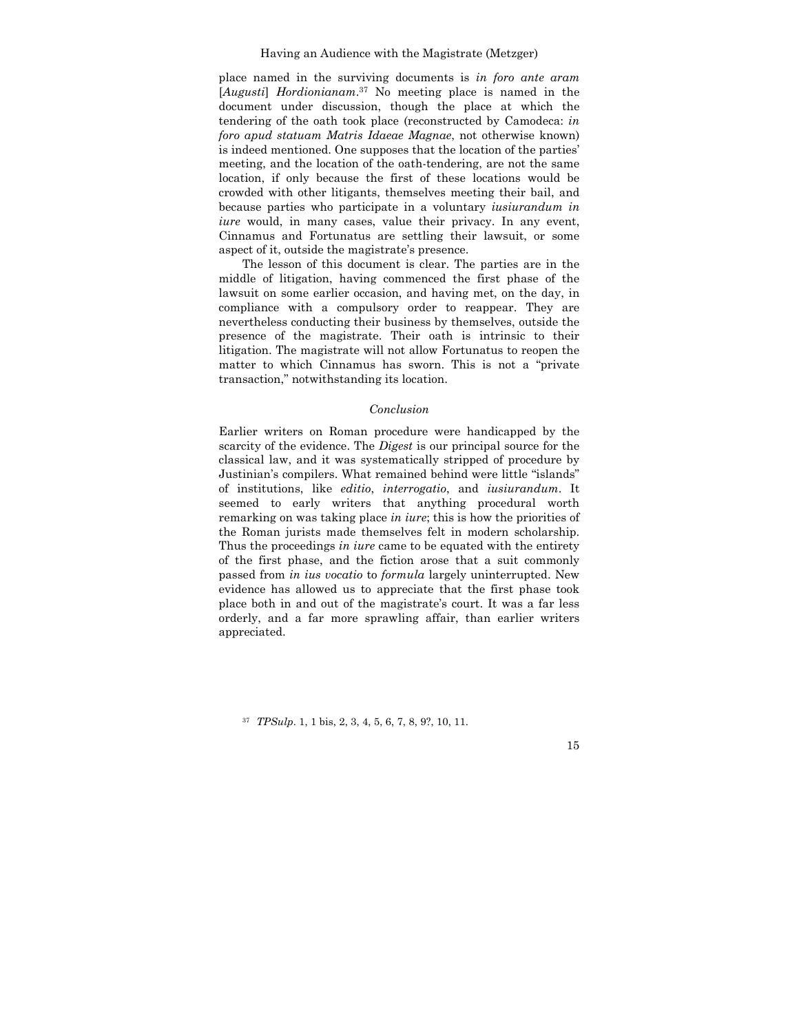place named in the surviving documents is *in foro ante aram* [*Augusti*] *Hordionianam*.[37] No meeting place is named in the document under discussion, though the place at which the tendering of the oath took place (reconstructed by Camodeca: *in foro apud statuam Matris Idaeae Magnae*, not otherwise known) is indeed mentioned. One supposes that the location of the parties' meeting, and the location of the oath-tendering, are not the same location, if only because the first of these locations would be crowded with other litigants, themselves meeting their bail, and because parties who participate in a voluntary *iusiurandum in iure* would, in many cases, value their privacy. In any event, Cinnamus and Fortunatus are settling their lawsuit, or some aspect of it, outside the magistrate's presence.

The lesson of this document is clear. The parties are in the middle of litigation, having commenced the first phase of the lawsuit on some earlier occasion, and having met, on the day, in compliance with a compulsory order to reappear. They are nevertheless conducting their business by themselves, outside the presence of the magistrate. Their oath is intrinsic to their litigation. The magistrate will not allow Fortunatus to reopen the matter to which Cinnamus has sworn. This is not a "private transaction," notwithstanding its location.

### *Conclusion*

Earlier writers on Roman procedure were handicapped by the scarcity of the evidence. The *Digest* is our principal source for the classical law, and it was systematically stripped of procedure by Justinian's compilers. What remained behind were little "islands" of institutions, like *editio*, *interrogatio*, and *iusiurandum*. It seemed to early writers that anything procedural worth remarking on was taking place *in iure*; this is how the priorities of the Roman jurists made themselves felt in modern scholarship. Thus the proceedings *in iure* came to be equated with the entirety of the first phase, and the fiction arose that a suit commonly passed from *in ius vocatio* to *formula* largely uninterrupted. New evidence has allowed us to appreciate that the first phase took place both in and out of the magistrate's court. It was a far less orderly, and a far more sprawling affair, than earlier writers appreciated.

[37] *TPSulp*. 1, 1 bis, 2, 3, 4, 5, 6, 7, 8, 9?, 10, 11.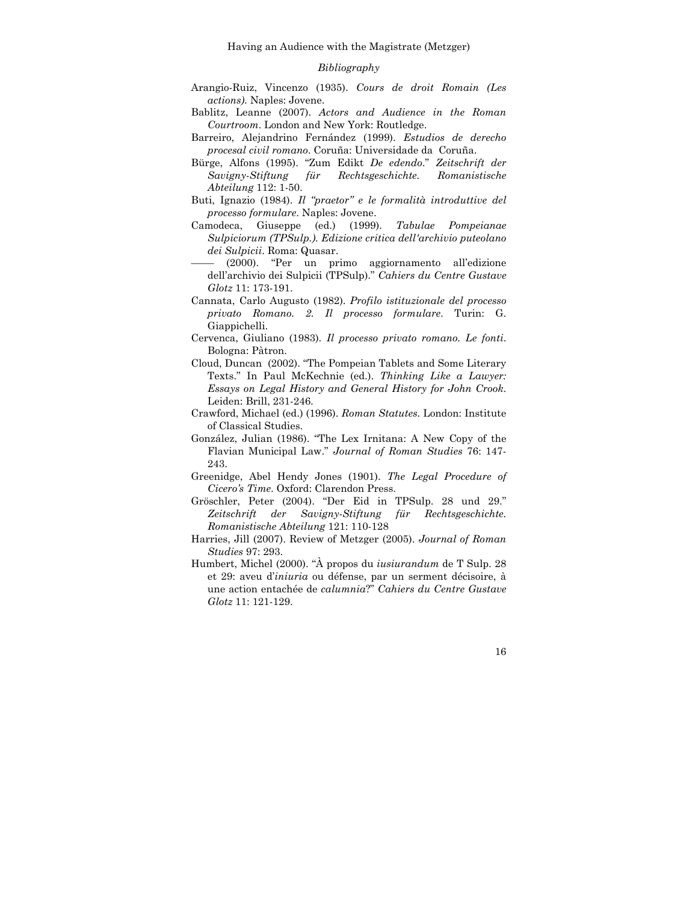*Bibliography*

Arangio-Ruiz, Vincenzo (1935). *Cours de droit Romain (Les actions).* Naples: Jovene.

Bablitz, Leanne (2007). *Actors and Audience in the Roman Courtroom*. London and New York: Routledge.

Barreiro, Alejandrino Fernández (1999). *Estudios de derecho procesal civil romano*. Coruña: Universidade da Coruña.

Bürge, Alfons (1995). "Zum Edikt *De edendo*." *Zeitschrift der Savigny-Stiftung für Rechtsgeschichte. Romanistische Abteilung* 112: 1-50.

Buti, Ignazio (1984). *Il "praetor" e le formalità introduttive del processo formulare*. Naples: Jovene.

Camodeca, Giuseppe (ed.) (1999). *Tabulae Pompeianae Sulpiciorum (TPSulp.). Edizione critica dell'archivio puteolano dei Sulpicii*. Roma: Quasar.

—— (2000). "Per un primo aggiornamento all'edizione dell'archivio dei Sulpicii (TPSulp)." *Cahiers du Centre Gustave Glotz* 11: 173-191.

Cannata, Carlo Augusto (1982). *Profilo istituzionale del processo privato Romano. 2. Il processo formulare*. Turin: G. Giappichelli.

Cervenca, Giuliano (1983). *Il processo privato romano. Le fonti*. Bologna: Pàtron.

Cloud, Duncan (2002). "The Pompeian Tablets and Some Literary Texts." In Paul McKechnie (ed.). *Thinking Like a Lawyer: Essays on Legal History and General History for John Crook*. Leiden: Brill, 231-246.

Crawford, Michael (ed.) (1996). *Roman Statutes*. London: Institute of Classical Studies.

González, Julian (1986). "The Lex Irnitana: A New Copy of the Flavian Municipal Law." *Journal of Roman Studies* 76: 147-243.

Greenidge, Abel Hendy Jones (1901). *The Legal Procedure of Cicero's Time*. Oxford: Clarendon Press.

Gröschler, Peter (2004). "Der Eid in TPSulp. 28 und 29." *Zeitschrift der Savigny-Stiftung für Rechtsgeschichte. Romanistische Abteilung* 121: 110-128

Harries, Jill (2007). Review of Metzger (2005). *Journal of Roman Studies* 97: 293.

Humbert, Michel (2000). "À propos du *iusiurandum* de T Sulp. 28 et 29: aveu d'*iniuria* ou défense, par un serment décisoire, à une action entachée de *calumnia*?" *Cahiers du Centre Gustave Glotz* 11: 121-129.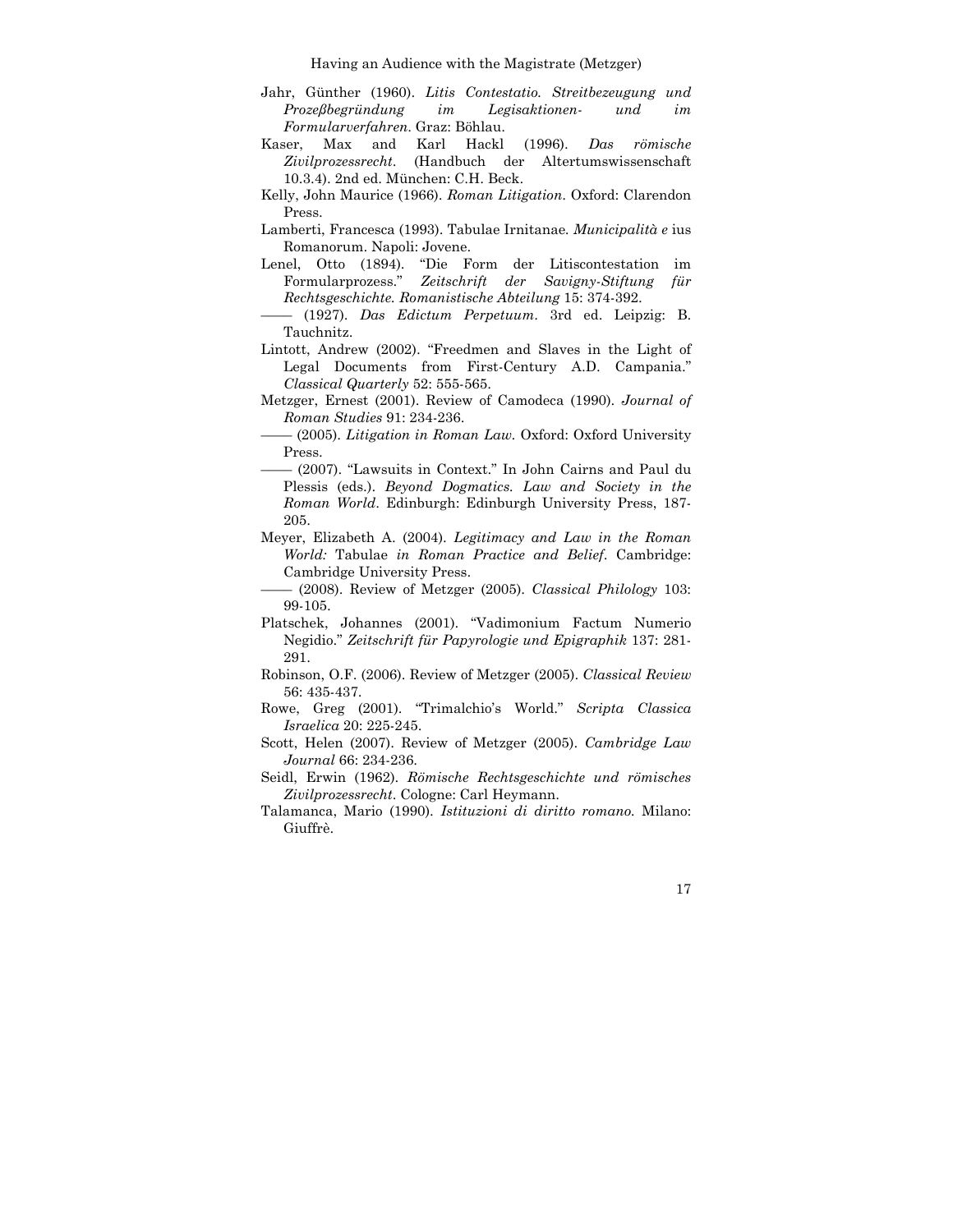Jahr, Günther (1960). *Litis Contestatio. Streitbezeugung und Prozeßbegründung im Legisaktionen- und im Formularverfahren*. Graz: Böhlau.

Kaser, Max and Karl Hackl (1996). *Das römische Zivilprozessrecht*. (Handbuch der Altertumswissenschaft 10.3.4). 2nd ed. München: C.H. Beck.

Kelly, John Maurice (1966). *Roman Litigation*. Oxford: Clarendon Press.

Lamberti, Francesca (1993). Tabulae Irnitanae. *Municipalità e* ius Romanorum. Napoli: Jovene.

Lenel, Otto (1894). "Die Form der Litiscontestation im Formularprozess." *Zeitschrift der Savigny-Stiftung für Rechtsgeschichte. Romanistische Abteilung* 15: 374-392.

—— (1927). *Das Edictum Perpetuum*. 3rd ed. Leipzig: B. Tauchnitz.

Lintott, Andrew (2002). "Freedmen and Slaves in the Light of Legal Documents from First-Century A.D. Campania." *Classical Quarterly* 52: 555-565.

Metzger, Ernest (2001). Review of Camodeca (1990). *Journal of Roman Studies* 91: 234-236.

—— (2005). *Litigation in Roman Law*. Oxford: Oxford University Press.

—— (2007). "Lawsuits in Context." In John Cairns and Paul du Plessis (eds.). *Beyond Dogmatics. Law and Society in the Roman World*. Edinburgh: Edinburgh University Press, 187-205.

Meyer, Elizabeth A. (2004). *Legitimacy and Law in the Roman World:* Tabulae *in Roman Practice and Belief*. Cambridge: Cambridge University Press.

—— (2008). Review of Metzger (2005). *Classical Philology* 103: 99-105.

Platschek, Johannes (2001). "Vadimonium Factum Numerio Negidio." *Zeitschrift für Papyrologie und Epigraphik* 137: 281-291.

Robinson, O.F. (2006). Review of Metzger (2005). *Classical Review* 56: 435-437.

Rowe, Greg (2001). "Trimalchio's World." *Scripta Classica Israelica* 20: 225-245.

Scott, Helen (2007). Review of Metzger (2005). *Cambridge Law Journal* 66: 234-236.

Seidl, Erwin (1962). *Römische Rechtsgeschichte und römisches Zivilprozessrecht*. Cologne: Carl Heymann.

Talamanca, Mario (1990). *Istituzioni di diritto romano*. Milano: Giuffrè.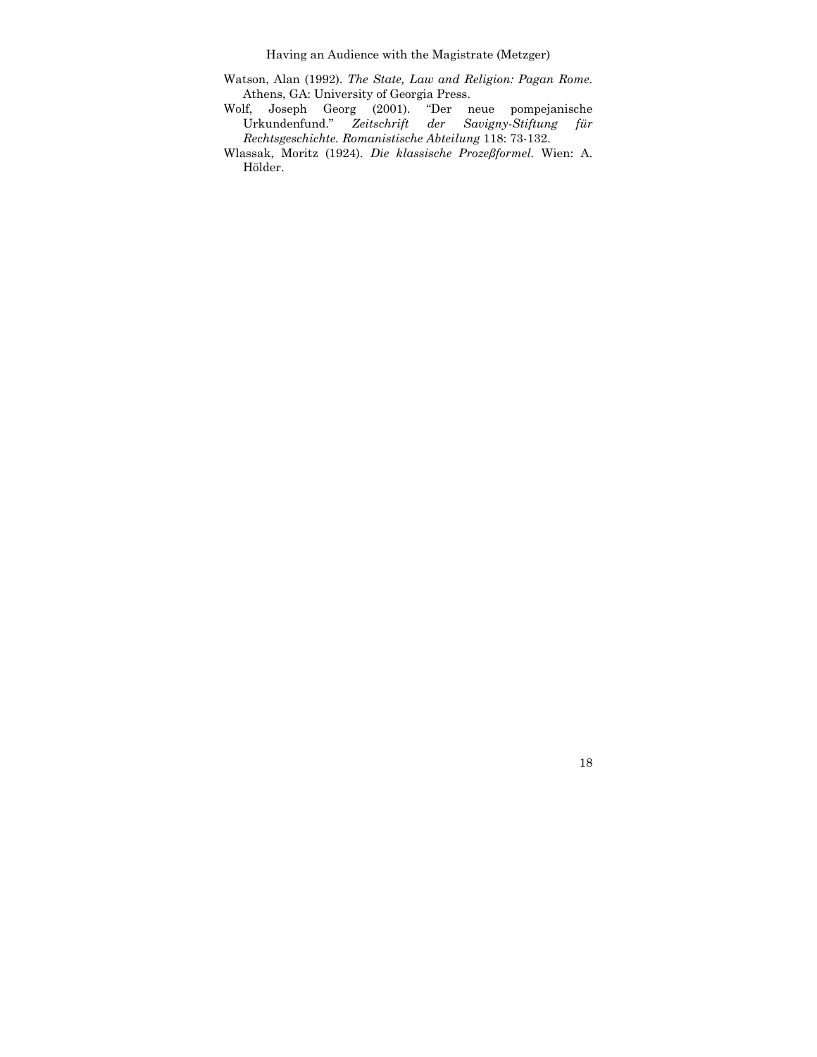Watson, Alan (1992). *The State, Law and Religion: Pagan Rome*. Athens, GA: University of Georgia Press.

Wolf, Joseph Georg (2001). "Der neue pompejanische Urkundenfund." *Zeitschrift der Savigny-Stiftung für Rechtsgeschichte. Romanistische Abteilung* 118: 73-132.

Wlassak, Moritz (1924). *Die klassische Prozeßformel*. Wien: A. Hölder.